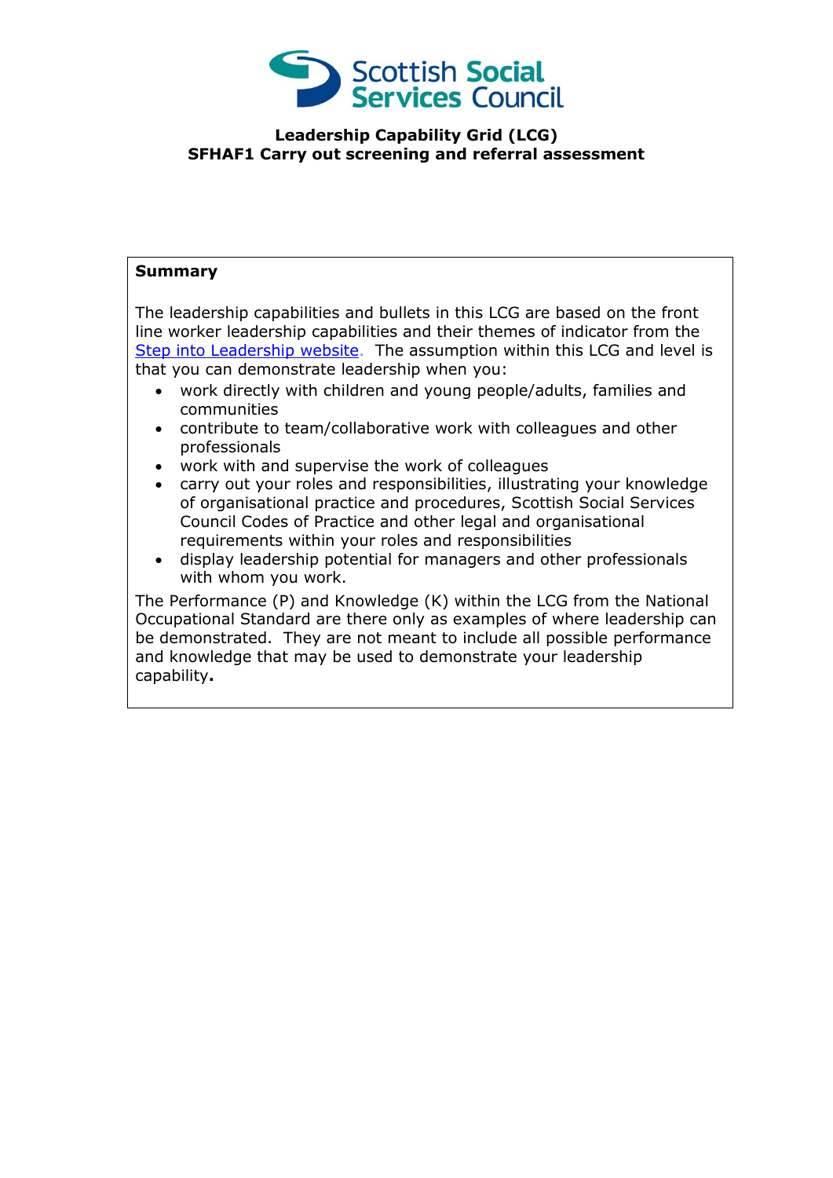Scottish Social Services Council

**Leadership Capability Grid (LCG)**
**SFHAF1 Carry out screening and referral assessment**

**Summary**

The leadership capabilities and bullets in this LCG are based on the front line worker leadership capabilities and their themes of indicator from the Step into Leadership website. The assumption within this LCG and level is that you can demonstrate leadership when you:

- work directly with children and young people/adults, families and communities
- contribute to team/collaborative work with colleagues and other professionals
- work with and supervise the work of colleagues
- carry out your roles and responsibilities, illustrating your knowledge of organisational practice and procedures, Scottish Social Services Council Codes of Practice and other legal and organisational requirements within your roles and responsibilities
- display leadership potential for managers and other professionals with whom you work.

The Performance (P) and Knowledge (K) within the LCG from the National Occupational Standard are there only as examples of where leadership can be demonstrated. They are not meant to include all possible performance and knowledge that may be used to demonstrate your leadership capability.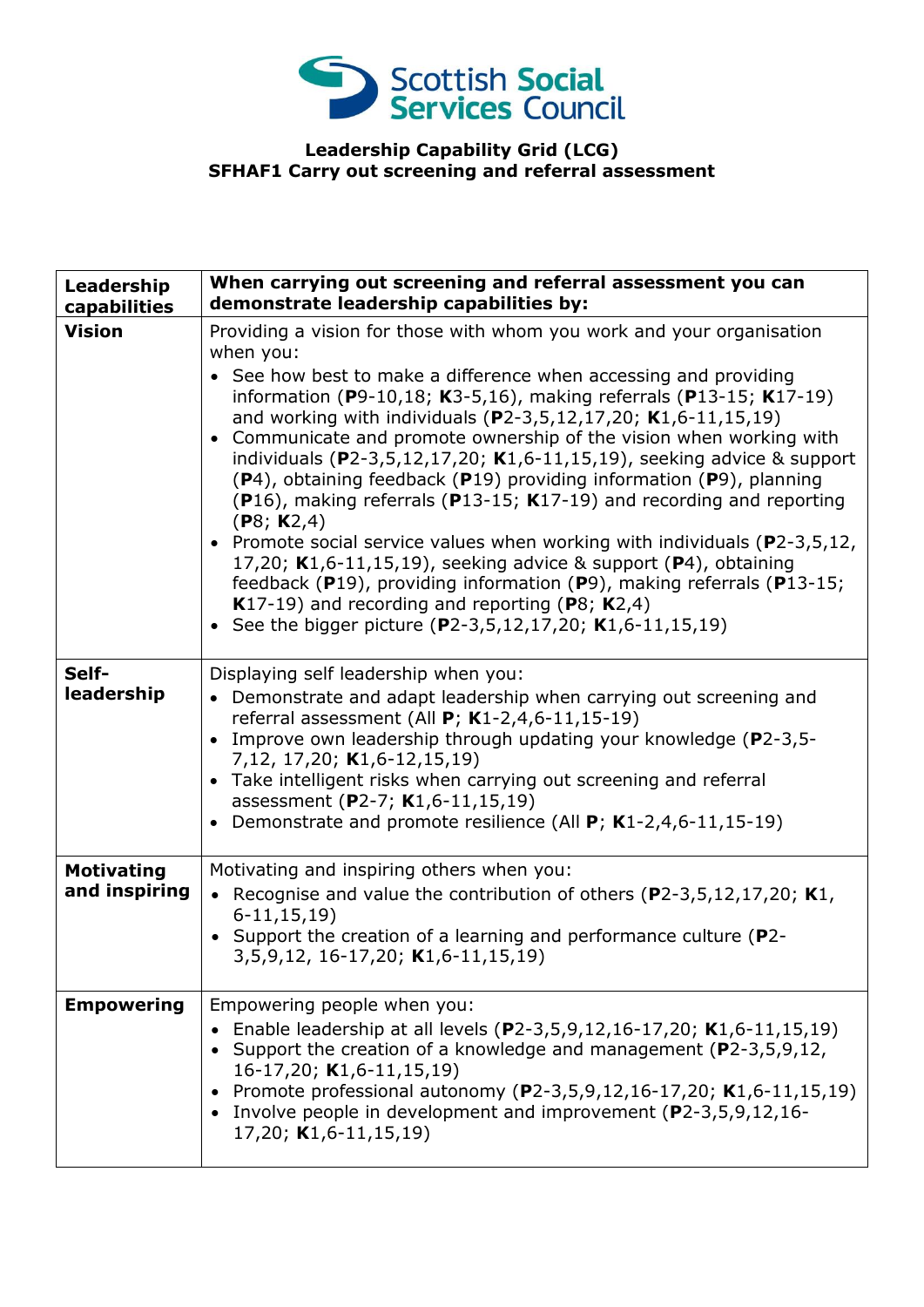Scottish Social Services Council

**Leadership Capability Grid (LCG)**
**SFHAF1 Carry out screening and referral assessment**

| Leadership capabilities | When carrying out screening and referral assessment you can demonstrate leadership capabilities by: |
| --- | --- |
| **Vision** | Providing a vision for those with whom you work and your organisation when you:<br>• See how best to make a difference when accessing and providing information (**P**9-10,18; **K**3-5,16), making referrals (**P**13-15; **K**17-19) and working with individuals (**P**2-3,5,12,17,20; **K**1,6-11,15,19)<br>• Communicate and promote ownership of the vision when working with individuals (**P**2-3,5,12,17,20; **K**1,6-11,15,19), seeking advice & support (**P**4), obtaining feedback (**P**19) providing information (**P**9), planning (**P**16), making referrals (**P**13-15; **K**17-19) and recording and reporting (**P**8; **K**2,4)<br>• Promote social service values when working with individuals (**P**2-3,5,12, 17,20; **K**1,6-11,15,19), seeking advice & support (**P**4), obtaining feedback (**P**19), providing information (**P**9), making referrals (**P**13-15; **K**17-19) and recording and reporting (**P**8; **K**2,4)<br>• See the bigger picture (**P**2-3,5,12,17,20; **K**1,6-11,15,19) |
| **Self-leadership** | Displaying self leadership when you:<br>• Demonstrate and adapt leadership when carrying out screening and referral assessment (All **P**; **K**1-2,4,6-11,15-19)<br>• Improve own leadership through updating your knowledge (**P**2-3,5-7,12, 17,20; **K**1,6-12,15,19)<br>• Take intelligent risks when carrying out screening and referral assessment (**P**2-7; **K**1,6-11,15,19)<br>• Demonstrate and promote resilience (All **P**; **K**1-2,4,6-11,15-19) |
| **Motivating and inspiring** | Motivating and inspiring others when you:<br>• Recognise and value the contribution of others (**P**2-3,5,12,17,20; **K**1, 6-11,15,19)<br>• Support the creation of a learning and performance culture (**P**2-3,5,9,12, 16-17,20; **K**1,6-11,15,19) |
| **Empowering** | Empowering people when you:<br>• Enable leadership at all levels (**P**2-3,5,9,12,16-17,20; **K**1,6-11,15,19)<br>• Support the creation of a knowledge and management (**P**2-3,5,9,12, 16-17,20; **K**1,6-11,15,19)<br>• Promote professional autonomy (**P**2-3,5,9,12,16-17,20; **K**1,6-11,15,19)<br>• Involve people in development and improvement (**P**2-3,5,9,12,16-17,20; **K**1,6-11,15,19) |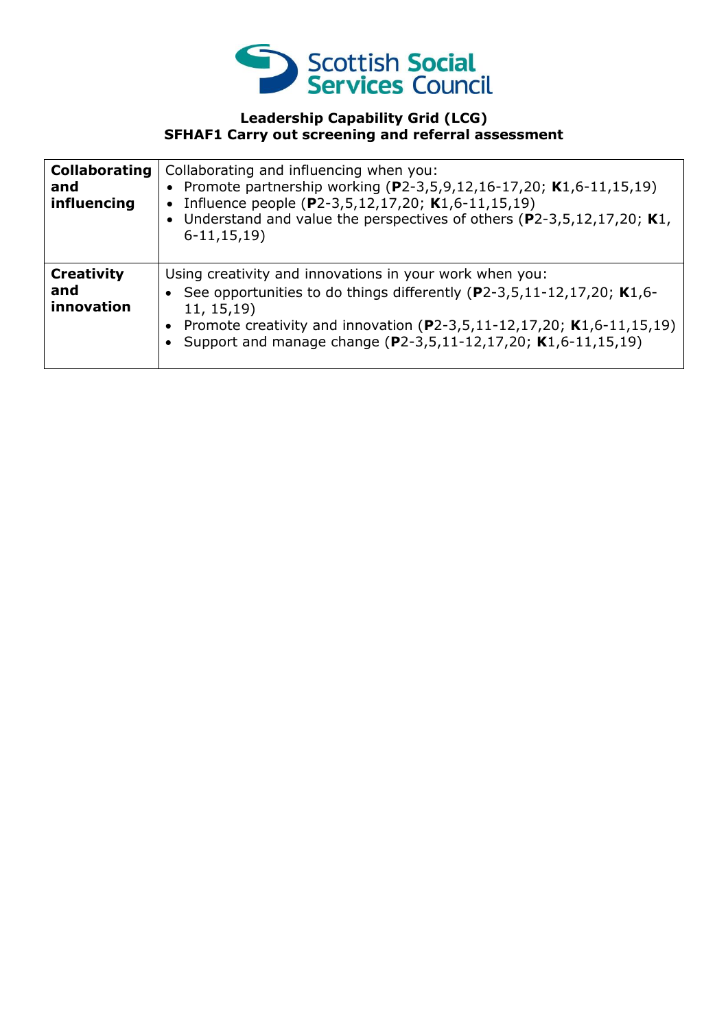**Leadership Capability Grid (LCG)**
**SFHAF1 Carry out screening and referral assessment**

| | |
|---|---|
| **Collaborating and influencing** | Collaborating and influencing when you:<br>• Promote partnership working (**P**2-3,5,9,12,16-17,20; **K**1,6-11,15,19)<br>• Influence people (**P**2-3,5,12,17,20; **K**1,6-11,15,19)<br>• Understand and value the perspectives of others (**P**2-3,5,12,17,20; **K**1, 6-11,15,19) |
| **Creativity and innovation** | Using creativity and innovations in your work when you:<br>• See opportunities to do things differently (**P**2-3,5,11-12,17,20; **K**1,6-11, 15,19)<br>• Promote creativity and innovation (**P**2-3,5,11-12,17,20; **K**1,6-11,15,19)<br>• Support and manage change (**P**2-3,5,11-12,17,20; **K**1,6-11,15,19) |